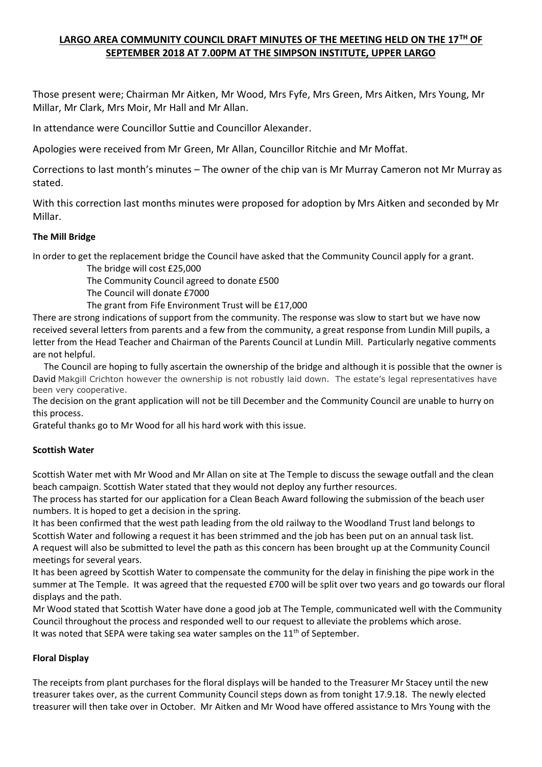## LARGO AREA COMMUNITY COUNCIL DRAFT MINUTES OF THE MEETING HELD ON THE 17TH OF SEPTEMBER 2018 AT 7.00PM AT THE SIMPSON INSTITUTE, UPPER LARGO

Those present were; Chairman Mr Aitken, Mr Wood, Mrs Fyfe, Mrs Green, Mrs Aitken, Mrs Young, Mr Millar, Mr Clark, Mrs Moir, Mr Hall and Mr Allan.

In attendance were Councillor Suttie and Councillor Alexander.

Apologies were received from Mr Green, Mr Allan, Councillor Ritchie and Mr Moffat.

Corrections to last month's minutes – The owner of the chip van is Mr Murray Cameron not Mr Murray as stated.

With this correction last months minutes were proposed for adoption by Mrs Aitken and seconded by Mr Millar.

**The Mill Bridge**

In order to get the replacement bridge the Council have asked that the Community Council apply for a grant.

The bridge will cost £25,000
The Community Council agreed to donate £500
The Council will donate £7000
The grant from Fife Environment Trust will be £17,000

There are strong indications of support from the community. The response was slow to start but we have now received several letters from parents and a few from the community, a great response from Lundin Mill pupils, a letter from the Head Teacher and Chairman of the Parents Council at Lundin Mill. Particularly negative comments are not helpful.

The Council are hoping to fully ascertain the ownership of the bridge and although it is possible that the owner is David Makgill Crichton however the ownership is not robustly laid down. The estate's legal representatives have been very cooperative.

The decision on the grant application will not be till December and the Community Council are unable to hurry on this process.

Grateful thanks go to Mr Wood for all his hard work with this issue.

**Scottish Water**

Scottish Water met with Mr Wood and Mr Allan on site at The Temple to discuss the sewage outfall and the clean beach campaign. Scottish Water stated that they would not deploy any further resources.

The process has started for our application for a Clean Beach Award following the submission of the beach user numbers. It is hoped to get a decision in the spring.

It has been confirmed that the west path leading from the old railway to the Woodland Trust land belongs to Scottish Water and following a request it has been strimmed and the job has been put on an annual task list.

A request will also be submitted to level the path as this concern has been brought up at the Community Council meetings for several years.

It has been agreed by Scottish Water to compensate the community for the delay in finishing the pipe work in the summer at The Temple. It was agreed that the requested £700 will be split over two years and go towards our floral displays and the path.

Mr Wood stated that Scottish Water have done a good job at The Temple, communicated well with the Community Council throughout the process and responded well to our request to alleviate the problems which arose.

It was noted that SEPA were taking sea water samples on the 11th of September.

**Floral Display**

The receipts from plant purchases for the floral displays will be handed to the Treasurer Mr Stacey until the new treasurer takes over, as the current Community Council steps down as from tonight 17.9.18. The newly elected treasurer will then take over in October. Mr Aitken and Mr Wood have offered assistance to Mrs Young with the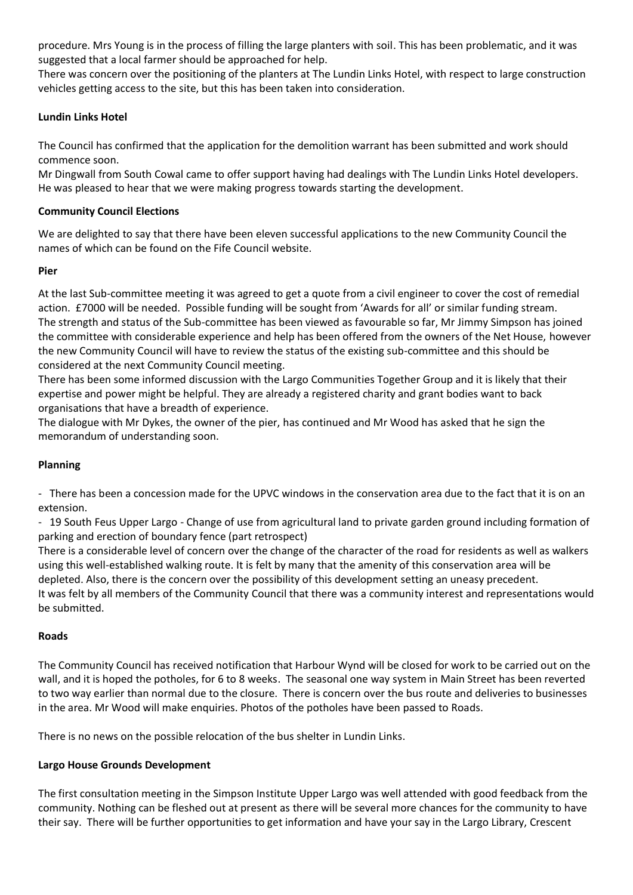procedure. Mrs Young is in the process of filling the large planters with soil. This has been problematic, and it was suggested that a local farmer should be approached for help.

There was concern over the positioning of the planters at The Lundin Links Hotel, with respect to large construction vehicles getting access to the site, but this has been taken into consideration.

**Lundin Links Hotel**

The Council has confirmed that the application for the demolition warrant has been submitted and work should commence soon.

Mr Dingwall from South Cowal came to offer support having had dealings with The Lundin Links Hotel developers. He was pleased to hear that we were making progress towards starting the development.

**Community Council Elections**

We are delighted to say that there have been eleven successful applications to the new Community Council the names of which can be found on the Fife Council website.

**Pier**

At the last Sub-committee meeting it was agreed to get a quote from a civil engineer to cover the cost of remedial action. £7000 will be needed. Possible funding will be sought from 'Awards for all' or similar funding stream.

The strength and status of the Sub-committee has been viewed as favourable so far, Mr Jimmy Simpson has joined the committee with considerable experience and help has been offered from the owners of the Net House, however the new Community Council will have to review the status of the existing sub-committee and this should be considered at the next Community Council meeting.

There has been some informed discussion with the Largo Communities Together Group and it is likely that their expertise and power might be helpful. They are already a registered charity and grant bodies want to back organisations that have a breadth of experience.

The dialogue with Mr Dykes, the owner of the pier, has continued and Mr Wood has asked that he sign the memorandum of understanding soon.

**Planning**

- There has been a concession made for the UPVC windows in the conservation area due to the fact that it is on an extension.
- 19 South Feus Upper Largo - Change of use from agricultural land to private garden ground including formation of parking and erection of boundary fence (part retrospect)

There is a considerable level of concern over the change of the character of the road for residents as well as walkers using this well-established walking route. It is felt by many that the amenity of this conservation area will be depleted. Also, there is the concern over the possibility of this development setting an uneasy precedent.

It was felt by all members of the Community Council that there was a community interest and representations would be submitted.

**Roads**

The Community Council has received notification that Harbour Wynd will be closed for work to be carried out on the wall, and it is hoped the potholes, for 6 to 8 weeks. The seasonal one way system in Main Street has been reverted to two way earlier than normal due to the closure. There is concern over the bus route and deliveries to businesses in the area. Mr Wood will make enquiries. Photos of the potholes have been passed to Roads.

There is no news on the possible relocation of the bus shelter in Lundin Links.

**Largo House Grounds Development**

The first consultation meeting in the Simpson Institute Upper Largo was well attended with good feedback from the community. Nothing can be fleshed out at present as there will be several more chances for the community to have their say. There will be further opportunities to get information and have your say in the Largo Library, Crescent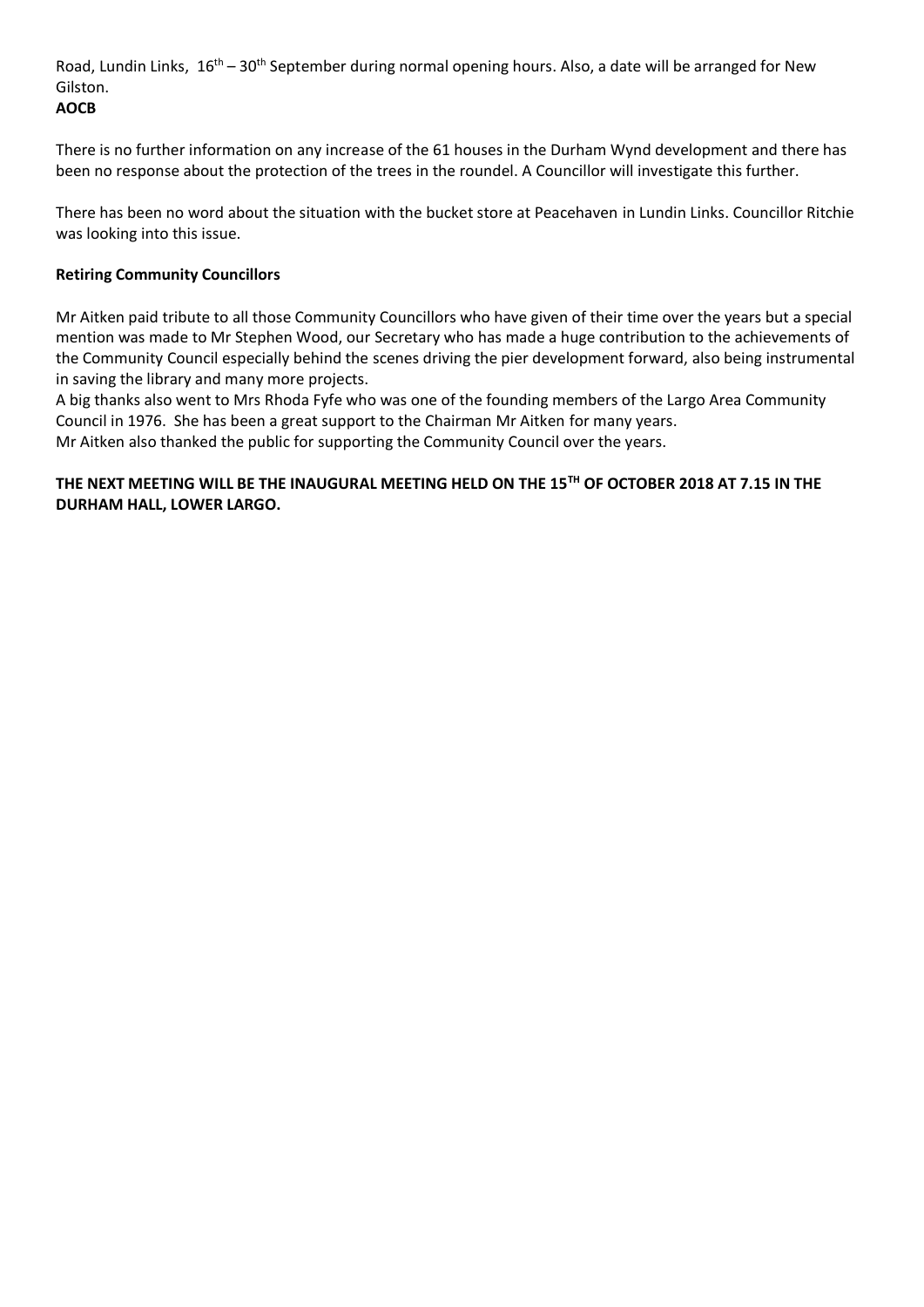Road, Lundin Links, 16th – 30th September during normal opening hours. Also, a date will be arranged for New Gilston.

**AOCB**

There is no further information on any increase of the 61 houses in the Durham Wynd development and there has been no response about the protection of the trees in the roundel. A Councillor will investigate this further.

There has been no word about the situation with the bucket store at Peacehaven in Lundin Links. Councillor Ritchie was looking into this issue.

**Retiring Community Councillors**

Mr Aitken paid tribute to all those Community Councillors who have given of their time over the years but a special mention was made to Mr Stephen Wood, our Secretary who has made a huge contribution to the achievements of the Community Council especially behind the scenes driving the pier development forward, also being instrumental in saving the library and many more projects.

A big thanks also went to Mrs Rhoda Fyfe who was one of the founding members of the Largo Area Community Council in 1976. She has been a great support to the Chairman Mr Aitken for many years.

Mr Aitken also thanked the public for supporting the Community Council over the years.

**THE NEXT MEETING WILL BE THE INAUGURAL MEETING HELD ON THE 15TH OF OCTOBER 2018 AT 7.15 IN THE DURHAM HALL, LOWER LARGO.**